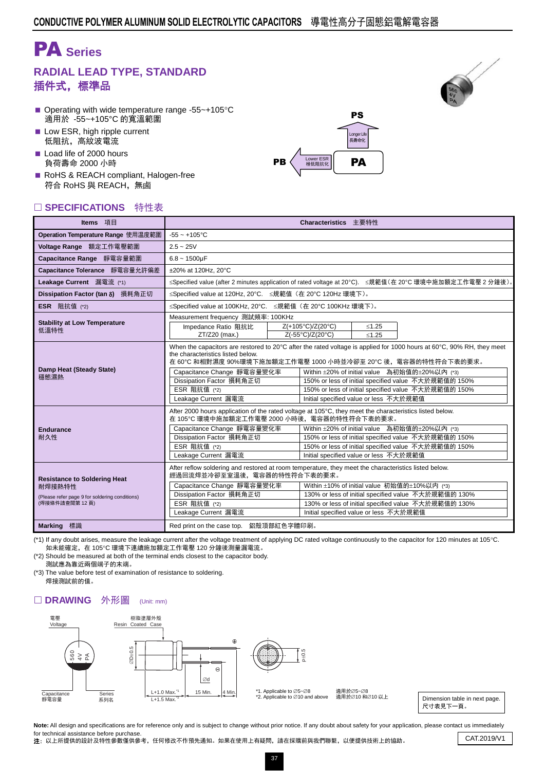# PA Series

## RADIAL LEAD TYPE, STANDARD
## 插件式，標準品

- Operating with wide temperature range -55~+105°C
  適用於 -55~+105°C 的寬溫範圍
- Low ESR, high ripple current
  低阻抗，高紋波電流
- Load life of 2000 hours
  負荷壽命 2000 小時
- RoHS & REACH compliant, Halogen-free
  符合 RoHS 與 REACH，無鹵

PS
Longer Life 長壽命化
PB ← Lower ESR 極低阻抗化 PA

## □ SPECIFICATIONS 特性表

| Items 項目 | Characteristics 主要特性 |
|---|---|
| Operation Temperature Range 使用溫度範圍 | -55 ~ +105°C |
| Voltage Range 額定工作電壓範圍 | 2.5 ~ 25V |
| Capacitance Range 靜電容量範圍 | 6.8 ~ 1500μF |
| Capacitance Tolerance 靜電容量允許偏差 | ±20% at 120Hz, 20°C |
| Leakage Current 漏電流 (*1) | ≤Specified value (after 2 minutes application of rated voltage at 20°C). ≤規範值（在 20°C 環境中施加額定工作電壓 2 分鐘後）。 |
| Dissipation Factor (tan δ) 損耗角正切 | ≤Specified value at 120Hz, 20°C. ≤規範值（在 20°C 120Hz 環境下）。 |
| ESR 阻抗值 (*2) | ≤Specified value at 100KHz, 20°C. ≤規範值（在 20°C 100KHz 環境下）。 |
| Stability at Low Temperature 低溫特性 | Measurement frequency 測試頻率: 100KHz<br>Impedance Ratio 阻抗比 ZT/Z20 (max.): Z(+105°C)/Z(20°C) ≤1.25; Z(-55°C)/Z(20°C) ≤1.25 |
| Damp Heat (Steady State) 穩態濕熱 | When the capacitors are restored to 20°C after the rated voltage is applied for 1000 hours at 60°C, 90% RH, they meet the characteristics listed below.<br>在 60°C 和相對濕度 90%環境下施加額定工作電壓 1000 小時並冷卻至 20°C 後，電容器的特性符合下表的要求。<br>Capacitance Change 靜電容量變化率: Within ±20% of initial value 為初始值的±20%以內 (*3)<br>Dissipation Factor 損耗角正切: 150% or less of initial specified value 不大於規範值的 150%<br>ESR 阻抗值 (*2): 150% or less of initial specified value 不大於規範值的 150%<br>Leakage Current 漏電流: Initial specified value or less 不大於規範值 |
| Endurance 耐久性 | After 2000 hours application of the rated voltage at 105°C, they meet the characteristics listed below.<br>在 105°C 環境中施加額定工作電壓 2000 小時後，電容器的特性符合下表的要求。<br>Capacitance Change 靜電容量變化率: Within ±20% of initial value 為初始值的±20%以內 (*3)<br>Dissipation Factor 損耗角正切: 150% or less of initial specified value 不大於規範值的 150%<br>ESR 阻抗值 (*2): 150% or less of initial specified value 不大於規範值的 150%<br>Leakage Current 漏電流: Initial specified value or less 不大於規範值 |
| Resistance to Soldering Heat 耐焊接熱特性<br>(Please refer page 9 for soldering conditions)<br>(焊接條件請查閱第 12 頁) | After reflow soldering and restored at room temperature, they meet the characteristics listed below.<br>經過回流焊並冷卻至室溫後，電容器的特性符合下表的要求。<br>Capacitance Change 靜電容量變化率: Within ±10% of initial value 初始值的±10%以內 (*3)<br>Dissipation Factor 損耗角正切: 130% or less of initial specified value 不大於規範值的 130%<br>ESR 阻抗值 (*2): 130% or less of initial specified value 不大於規範值的 130%<br>Leakage Current 漏電流: Initial specified value or less 不大於規範值 |
| Marking 標識 | Red print on the case top. 鋁殼頂部紅色字體印刷。 |

(*1) If any doubt arises, measure the leakage current after the voltage treatment of applying DC rated voltage continuously to the capacitor for 120 minutes at 105°C.
如未能確定，在 105°C 環境下連續施加額定工作電壓 120 分鐘後測量漏電流。

(*2) Should be measured at both of the terminal ends closest to the capacitor body.
測試應為靠近兩個端子的末端。

(*3) The value before test of examination of resistance to soldering.
焊接測試前的值。

## □ DRAWING 外形圖 (Unit: mm)

電壓 Voltage; 樹脂塗層外殼 Resin Coated Case; Capacitance 靜電容量; Series 系列名; 560 4V PA; ØD±0.5; Ød; L+1.0 Max.*1; L+1.5 Max.*2; 15 Min.; 4 Min.; P±0.5

*1. Applicable to ∅5~∅8 適用於∅5~∅8
*2. Applicable to ∅10 and above 適用於∅10 和∅10 以上

Dimension table in next page.
尺寸表見下一頁。

**Note:** All design and specifications are for reference only and is subject to change without prior notice. If any doubt about safety for your application, please contact us immediately for technical assistance before purchase.
**注**：以上所提供的設計及特性參數僅供參考，任何修改不作預先通知。如果在使用上有疑問，請在採購前與我們聯繫，以便提供技術上的協助。

CAT.2019/V1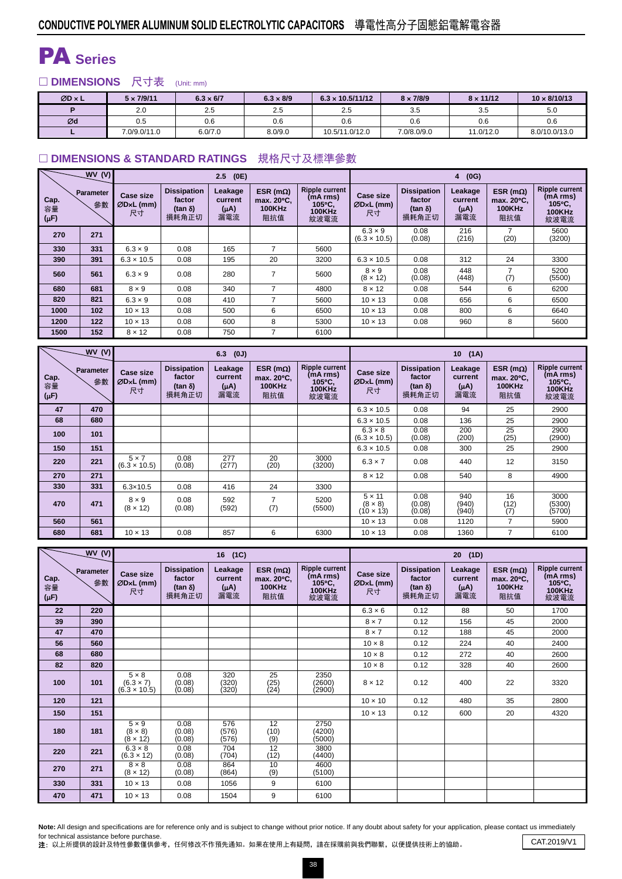## CONDUCTIVE POLYMER ALUMINUM SOLID ELECTROLYTIC CAPACITORS 導電性高分子固態鋁電解電容器

# PA Series

### □ DIMENSIONS 尺寸表 (Unit: mm)

| ØD × L | 5 × 7/9/11 | 6.3 × 6/7 | 6.3 × 8/9 | 6.3 × 10.5/11/12 | 8 × 7/8/9 | 8 × 11/12 | 10 × 8/10/13 |
|---|---|---|---|---|---|---|---|
| P | 2.0 | 2.5 | 2.5 | 2.5 | 3.5 | 3.5 | 5.0 |
| Ød | 0.5 | 0.6 | 0.6 | 0.6 | 0.6 | 0.6 | 0.6 |
| L | 7.0/9.0/11.0 | 6.0/7.0 | 8.0/9.0 | 10.5/11.0/12.0 | 7.0/8.0/9.0 | 11.0/12.0 | 8.0/10.0/13.0 |

### □ DIMENSIONS & STANDARD RATINGS 規格尺寸及標準參數

| WV (V) | | 2.5 (0E) | | | | | 4 (0G) | | | | |
|---|---|---|---|---|---|---|---|---|---|---|---|
| Cap. 容量 (μF) | Parameter 參數 | Case size ØDxL (mm) 尺寸 | Dissipation factor (tan δ) 損耗角正切 | Leakage current (μA) 漏電流 | ESR (mΩ) max. 20°C, 100KHz 阻抗值 | Ripple current (mA rms) 105°C, 100KHz 紋波電流 | Case size ØDxL (mm) 尺寸 | Dissipation factor (tan δ) 損耗角正切 | Leakage current (μA) 漏電流 | ESR (mΩ) max. 20°C, 100KHz 阻抗值 | Ripple current (mA rms) 105°C, 100KHz 紋波電流 |
| 270 | 271 | | | | | | 6.3 × 9 (6.3 × 10.5) | 0.08 (0.08) | 216 (216) | 7 (20) | 5600 (3200) |
| 330 | 331 | 6.3 × 9 | 0.08 | 165 | 7 | 5600 | | | | | |
| 390 | 391 | 6.3 × 10.5 | 0.08 | 195 | 20 | 3200 | 6.3 × 10.5 | 0.08 | 312 | 24 | 3300 |
| 560 | 561 | 6.3 × 9 | 0.08 | 280 | 7 | 5600 | 8 × 9 (8 × 12) | 0.08 (0.08) | 448 (448) | 7 (7) | 5200 (5500) |
| 680 | 681 | 8 × 9 | 0.08 | 340 | 7 | 4800 | 8 × 12 | 0.08 | 544 | 6 | 6200 |
| 820 | 821 | 6.3 × 9 | 0.08 | 410 | 7 | 5600 | 10 × 13 | 0.08 | 656 | 6 | 6500 |
| 1000 | 102 | 10 × 13 | 0.08 | 500 | 6 | 6500 | 10 × 13 | 0.08 | 800 | 6 | 6640 |
| 1200 | 122 | 10 × 13 | 0.08 | 600 | 8 | 5300 | 10 × 13 | 0.08 | 960 | 8 | 5600 |
| 1500 | 152 | 8 × 12 | 0.08 | 750 | 7 | 6100 | | | | | |

| WV (V) | | 6.3 (0J) | | | | | 10 (1A) | | | | |
|---|---|---|---|---|---|---|---|---|---|---|---|
| Cap. 容量 (μF) | Parameter 參數 | Case size ØDxL (mm) 尺寸 | Dissipation factor (tan δ) 損耗角正切 | Leakage current (μA) 漏電流 | ESR (mΩ) max. 20°C, 100KHz 阻抗值 | Ripple current (mA rms) 105°C, 100KHz 紋波電流 | Case size ØDxL (mm) 尺寸 | Dissipation factor (tan δ) 損耗角正切 | Leakage current (μA) 漏電流 | ESR (mΩ) max. 20°C, 100KHz 阻抗值 | Ripple current (mA rms) 105°C, 100KHz 紋波電流 |
| 47 | 470 | | | | | | 6.3 × 10.5 | 0.08 | 94 | 25 | 2900 |
| 68 | 680 | | | | | | 6.3 × 10.5 | 0.08 | 136 | 25 | 2900 |
| 100 | 101 | | | | | | 6.3 × 8 (6.3 × 10.5) | 0.08 (0.08) | 200 (200) | 25 (25) | 2900 (2900) |
| 150 | 151 | | | | | | 6.3 × 10.5 | 0.08 | 300 | 25 | 2900 |
| 220 | 221 | 5 × 7 (6.3 × 10.5) | 0.08 (0.08) | 277 (277) | 20 (20) | 3000 (3200) | 6.3 × 7 | 0.08 | 440 | 12 | 3150 |
| 270 | 271 | | | | | | 8 × 12 | 0.08 | 540 | 8 | 4900 |
| 330 | 331 | 6.3×10.5 | 0.08 | 416 | 24 | 3300 | | | | | |
| 470 | 471 | 8 × 9 (8 × 12) | 0.08 (0.08) | 592 (592) | 7 (7) | 5200 (5500) | 5 × 11 (8 × 8) (10 × 13) | 0.08 (0.08) (0.08) | 940 (940) (940) | 16 (12) (7) | 3000 (5300) (5700) |
| 560 | 561 | | | | | | 10 × 13 | 0.08 | 1120 | 7 | 5900 |
| 680 | 681 | 10 × 13 | 0.08 | 857 | 6 | 6300 | 10 × 13 | 0.08 | 1360 | 7 | 6100 |

| WV (V) | | 16 (1C) | | | | | 20 (1D) | | | | |
|---|---|---|---|---|---|---|---|---|---|---|---|
| Cap. 容量 (μF) | Parameter 參數 | Case size ØDxL (mm) 尺寸 | Dissipation factor (tan δ) 損耗角正切 | Leakage current (μA) 漏電流 | ESR (mΩ) max. 20°C, 100KHz 阻抗值 | Ripple current (mA rms) 105°C, 100KHz 紋波電流 | Case size ØDxL (mm) 尺寸 | Dissipation factor (tan δ) 損耗角正切 | Leakage current (μA) 漏電流 | ESR (mΩ) max. 20°C, 100KHz 阻抗值 | Ripple current (mA rms) 105°C, 100KHz 紋波電流 |
| 22 | 220 | | | | | | 6.3 × 6 | 0.12 | 88 | 50 | 1700 |
| 39 | 390 | | | | | | 8 × 7 | 0.12 | 156 | 45 | 2000 |
| 47 | 470 | | | | | | 8 × 7 | 0.12 | 188 | 45 | 2000 |
| 56 | 560 | | | | | | 10 × 8 | 0.12 | 224 | 40 | 2400 |
| 68 | 680 | | | | | | 10 × 8 | 0.12 | 272 | 40 | 2600 |
| 82 | 820 | | | | | | 10 × 8 | 0.12 | 328 | 40 | 2600 |
| 100 | 101 | 5 × 8 (6.3 × 7) (6.3 × 10.5) | 0.08 (0.08) (0.08) | 320 (320) (320) | 25 (25) (24) | 2350 (2600) (2900) | 8 × 12 | 0.12 | 400 | 22 | 3320 |
| 120 | 121 | | | | | | 10 × 10 | 0.12 | 480 | 35 | 2800 |
| 150 | 151 | | | | | | 10 × 13 | 0.12 | 600 | 20 | 4320 |
| 180 | 181 | 5 × 9 (8 × 8) (8 × 12) | 0.08 (0.08) (0.08) | 576 (576) (576) | 12 (10) (9) | 2750 (4200) (5000) | | | | | |
| 220 | 221 | 6.3 × 8 (6.3 × 12) | 0.08 (0.08) | 704 (704) | 12 (12) | 3800 (4400) | | | | | |
| 270 | 271 | 8 × 8 (8 × 12) | 0.08 (0.08) | 864 (864) | 10 (9) | 4600 (5100) | | | | | |
| 330 | 331 | 10 × 13 | 0.08 | 1056 | 9 | 6100 | | | | | |
| 470 | 471 | 10 × 13 | 0.08 | 1504 | 9 | 6100 | | | | | |

**Note:** All design and specifications are for reference only and is subject to change without prior notice. If any doubt about safety for your application, please contact us immediately for technical assistance before purchase.

**注**：以上所提供的設計及特性參數僅供參考，任何修改不作預先通知。如果在使用上有疑問，請在採購前與我們聯繫，以便提供技術上的協助。

CAT.2019/V1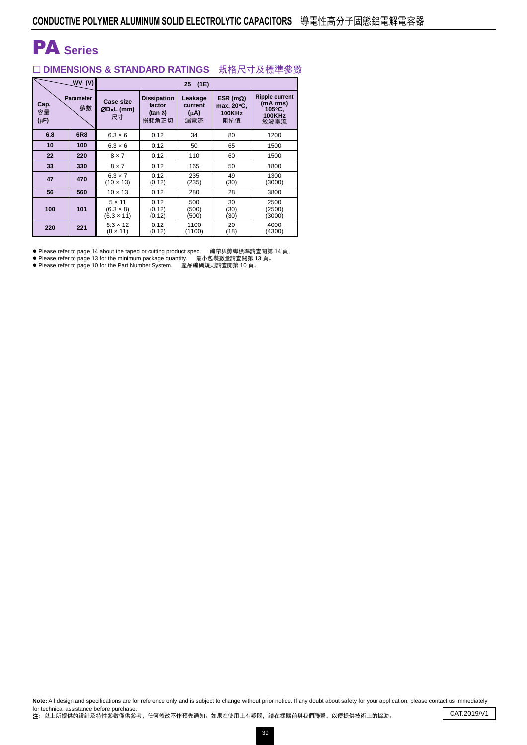# PA Series

## □ DIMENSIONS & STANDARD RATINGS 規格尺寸及標準參數

| WV (V) / Cap. 容量 (μF) | Parameter 參數 | 25 (1E) Case size ØD×L (mm) 尺寸 | Dissipation factor (tan δ) 損耗角正切 | Leakage current (μA) 漏電流 | ESR (mΩ) max. 20°C, 100KHz 阻抗值 | Ripple current (mA rms) 105°C, 100KHz 紋波電流 |
|---|---|---|---|---|---|---|
| 6.8 | 6R8 | 6.3 × 6 | 0.12 | 34 | 80 | 1200 |
| 10 | 100 | 6.3 × 6 | 0.12 | 50 | 65 | 1500 |
| 22 | 220 | 8 × 7 | 0.12 | 110 | 60 | 1500 |
| 33 | 330 | 8 × 7 | 0.12 | 165 | 50 | 1800 |
| 47 | 470 | 6.3 × 7<br>(10 × 13) | 0.12<br>(0.12) | 235<br>(235) | 49<br>(30) | 1300<br>(3000) |
| 56 | 560 | 10 × 13 | 0.12 | 280 | 28 | 3800 |
| 100 | 101 | 5 × 11<br>(6.3 × 8)<br>(6.3 × 11) | 0.12<br>(0.12)<br>(0.12) | 500<br>(500)<br>(500) | 30<br>(30)<br>(30) | 2500<br>(2500)<br>(3000) |
| 220 | 221 | 6.3 × 12<br>(8 × 11) | 0.12<br>(0.12) | 1100<br>(1100) | 20<br>(18) | 4000<br>(4300) |

- Please refer to page 14 about the taped or cutting product spec. 編帶與剪腳標準請查閱第 14 頁。
- Please refer to page 13 for the minimum package quantity. 最小包裝數量請查閱第 13 頁。
- Please refer to page 10 for the Part Number System. 產品編碼規則請查閱第 10 頁。

**Note:** All design and specifications are for reference only and is subject to change without prior notice. If any doubt about safety for your application, please contact us immediately for technical assistance before purchase.
**注**：以上所提供的設計及特性參數僅供參考，任何修改不作預先通知。如果在使用上有疑問，請在採購前與我們聯繫，以便提供技術上的協助。

CAT.2019/V1